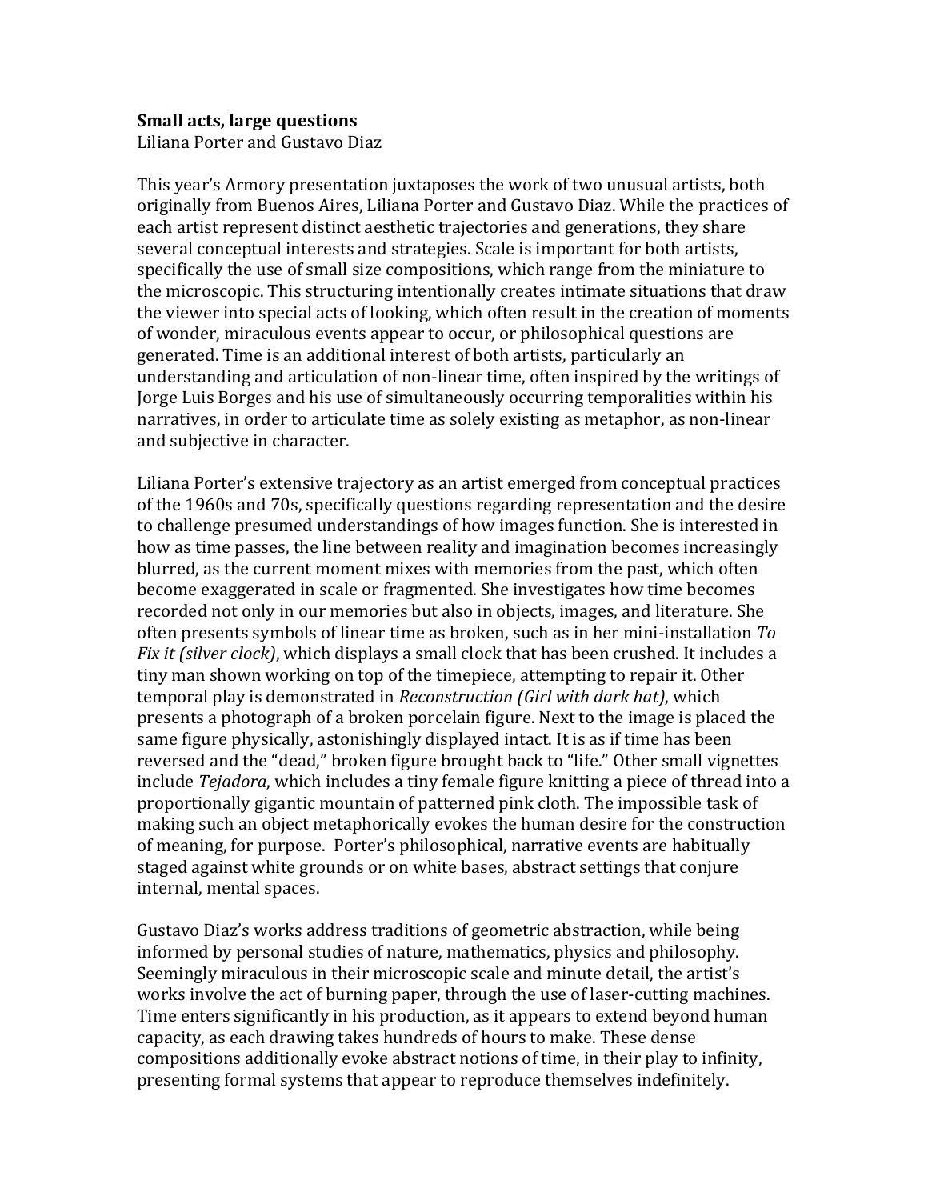**Small acts, large questions**
Liliana Porter and Gustavo Diaz

This year's Armory presentation juxtaposes the work of two unusual artists, both originally from Buenos Aires, Liliana Porter and Gustavo Diaz. While the practices of each artist represent distinct aesthetic trajectories and generations, they share several conceptual interests and strategies. Scale is important for both artists, specifically the use of small size compositions, which range from the miniature to the microscopic. This structuring intentionally creates intimate situations that draw the viewer into special acts of looking, which often result in the creation of moments of wonder, miraculous events appear to occur, or philosophical questions are generated. Time is an additional interest of both artists, particularly an understanding and articulation of non-linear time, often inspired by the writings of Jorge Luis Borges and his use of simultaneously occurring temporalities within his narratives, in order to articulate time as solely existing as metaphor, as non-linear and subjective in character.

Liliana Porter's extensive trajectory as an artist emerged from conceptual practices of the 1960s and 70s, specifically questions regarding representation and the desire to challenge presumed understandings of how images function. She is interested in how as time passes, the line between reality and imagination becomes increasingly blurred, as the current moment mixes with memories from the past, which often become exaggerated in scale or fragmented. She investigates how time becomes recorded not only in our memories but also in objects, images, and literature. She often presents symbols of linear time as broken, such as in her mini-installation *To Fix it (silver clock)*, which displays a small clock that has been crushed. It includes a tiny man shown working on top of the timepiece, attempting to repair it. Other temporal play is demonstrated in *Reconstruction (Girl with dark hat)*, which presents a photograph of a broken porcelain figure. Next to the image is placed the same figure physically, astonishingly displayed intact. It is as if time has been reversed and the "dead," broken figure brought back to "life." Other small vignettes include *Tejadora*, which includes a tiny female figure knitting a piece of thread into a proportionally gigantic mountain of patterned pink cloth. The impossible task of making such an object metaphorically evokes the human desire for the construction of meaning, for purpose. Porter's philosophical, narrative events are habitually staged against white grounds or on white bases, abstract settings that conjure internal, mental spaces.

Gustavo Diaz's works address traditions of geometric abstraction, while being informed by personal studies of nature, mathematics, physics and philosophy. Seemingly miraculous in their microscopic scale and minute detail, the artist's works involve the act of burning paper, through the use of laser-cutting machines. Time enters significantly in his production, as it appears to extend beyond human capacity, as each drawing takes hundreds of hours to make. These dense compositions additionally evoke abstract notions of time, in their play to infinity, presenting formal systems that appear to reproduce themselves indefinitely.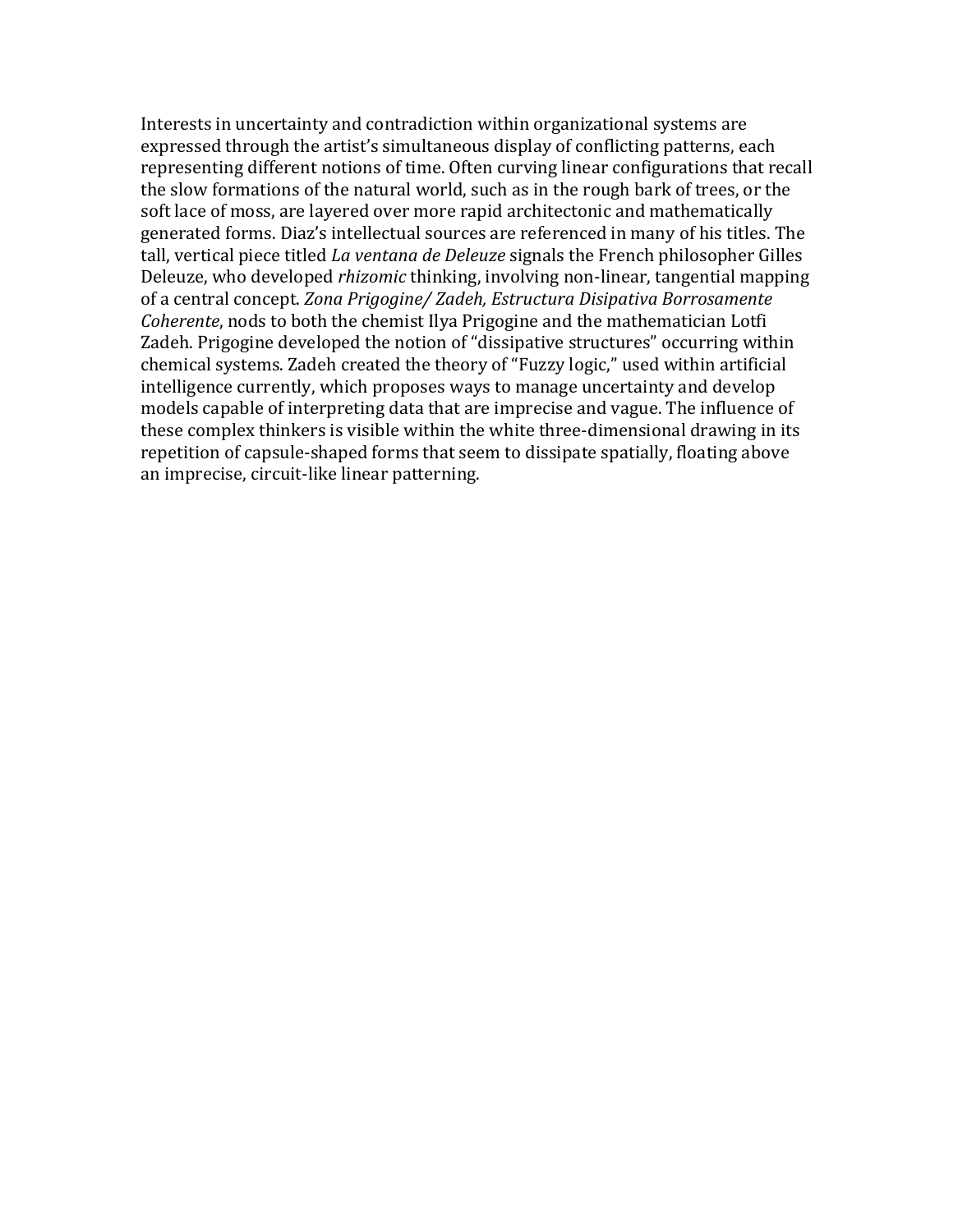Interests in uncertainty and contradiction within organizational systems are expressed through the artist's simultaneous display of conflicting patterns, each representing different notions of time. Often curving linear configurations that recall the slow formations of the natural world, such as in the rough bark of trees, or the soft lace of moss, are layered over more rapid architectonic and mathematically generated forms. Diaz's intellectual sources are referenced in many of his titles. The tall, vertical piece titled *La ventana de Deleuze* signals the French philosopher Gilles Deleuze, who developed *rhizomic* thinking, involving non-linear, tangential mapping of a central concept. *Zona Prigogine/ Zadeh, Estructura Disipativa Borrosamente Coherente*, nods to both the chemist Ilya Prigogine and the mathematician Lotfi Zadeh. Prigogine developed the notion of "dissipative structures" occurring within chemical systems. Zadeh created the theory of "Fuzzy logic," used within artificial intelligence currently, which proposes ways to manage uncertainty and develop models capable of interpreting data that are imprecise and vague. The influence of these complex thinkers is visible within the white three-dimensional drawing in its repetition of capsule-shaped forms that seem to dissipate spatially, floating above an imprecise, circuit-like linear patterning.